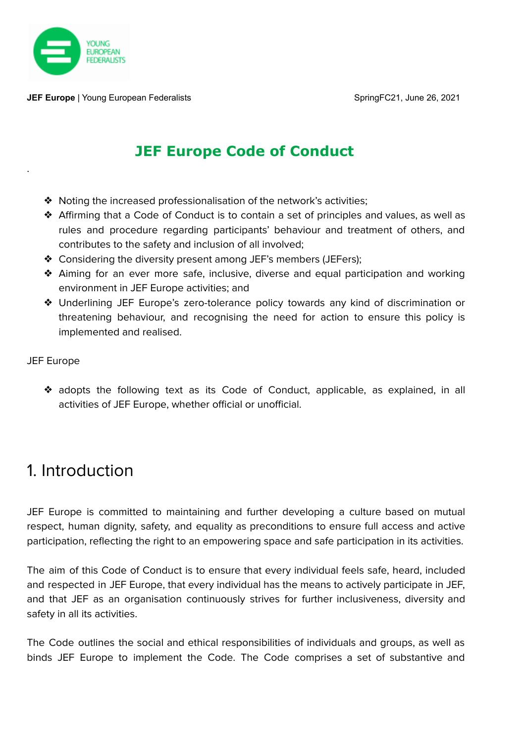**JEF Europe** | Young European Federalists SpringFC21, June 26, 2021

# JEF Europe Code of Conduct

- Noting the increased professionalisation of the network's activities;
- Affirming that a Code of Conduct is to contain a set of principles and values, as well as rules and procedure regarding participants' behaviour and treatment of others, and contributes to the safety and inclusion of all involved;
- Considering the diversity present among JEF's members (JEFers);
- Aiming for an ever more safe, inclusive, diverse and equal participation and working environment in JEF Europe activities; and
- Underlining JEF Europe's zero-tolerance policy towards any kind of discrimination or threatening behaviour, and recognising the need for action to ensure this policy is implemented and realised.

JEF Europe

- adopts the following text as its Code of Conduct, applicable, as explained, in all activities of JEF Europe, whether official or unofficial.

## 1. Introduction

JEF Europe is committed to maintaining and further developing a culture based on mutual respect, human dignity, safety, and equality as preconditions to ensure full access and active participation, reflecting the right to an empowering space and safe participation in its activities.

The aim of this Code of Conduct is to ensure that every individual feels safe, heard, included and respected in JEF Europe, that every individual has the means to actively participate in JEF, and that JEF as an organisation continuously strives for further inclusiveness, diversity and safety in all its activities.

The Code outlines the social and ethical responsibilities of individuals and groups, as well as binds JEF Europe to implement the Code. The Code comprises a set of substantive and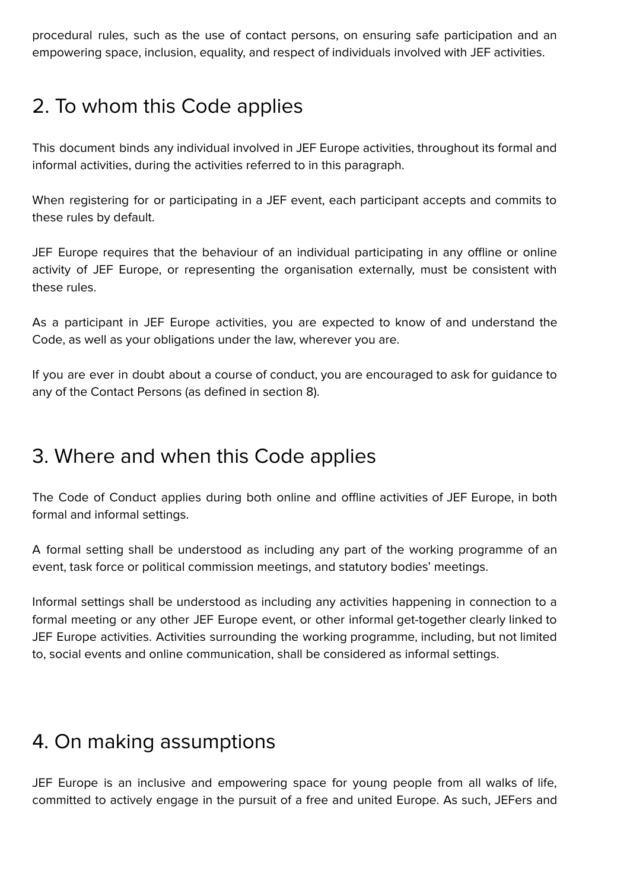procedural rules, such as the use of contact persons, on ensuring safe participation and an empowering space, inclusion, equality, and respect of individuals involved with JEF activities.

## 2. To whom this Code applies

This document binds any individual involved in JEF Europe activities, throughout its formal and informal activities, during the activities referred to in this paragraph.

When registering for or participating in a JEF event, each participant accepts and commits to these rules by default.

JEF Europe requires that the behaviour of an individual participating in any offline or online activity of JEF Europe, or representing the organisation externally, must be consistent with these rules.

As a participant in JEF Europe activities, you are expected to know of and understand the Code, as well as your obligations under the law, wherever you are.

If you are ever in doubt about a course of conduct, you are encouraged to ask for guidance to any of the Contact Persons (as defined in section 8).

## 3. Where and when this Code applies

The Code of Conduct applies during both online and offline activities of JEF Europe, in both formal and informal settings.

A formal setting shall be understood as including any part of the working programme of an event, task force or political commission meetings, and statutory bodies' meetings.

Informal settings shall be understood as including any activities happening in connection to a formal meeting or any other JEF Europe event, or other informal get-together clearly linked to JEF Europe activities. Activities surrounding the working programme, including, but not limited to, social events and online communication, shall be considered as informal settings.

## 4. On making assumptions

JEF Europe is an inclusive and empowering space for young people from all walks of life, committed to actively engage in the pursuit of a free and united Europe. As such, JEFers and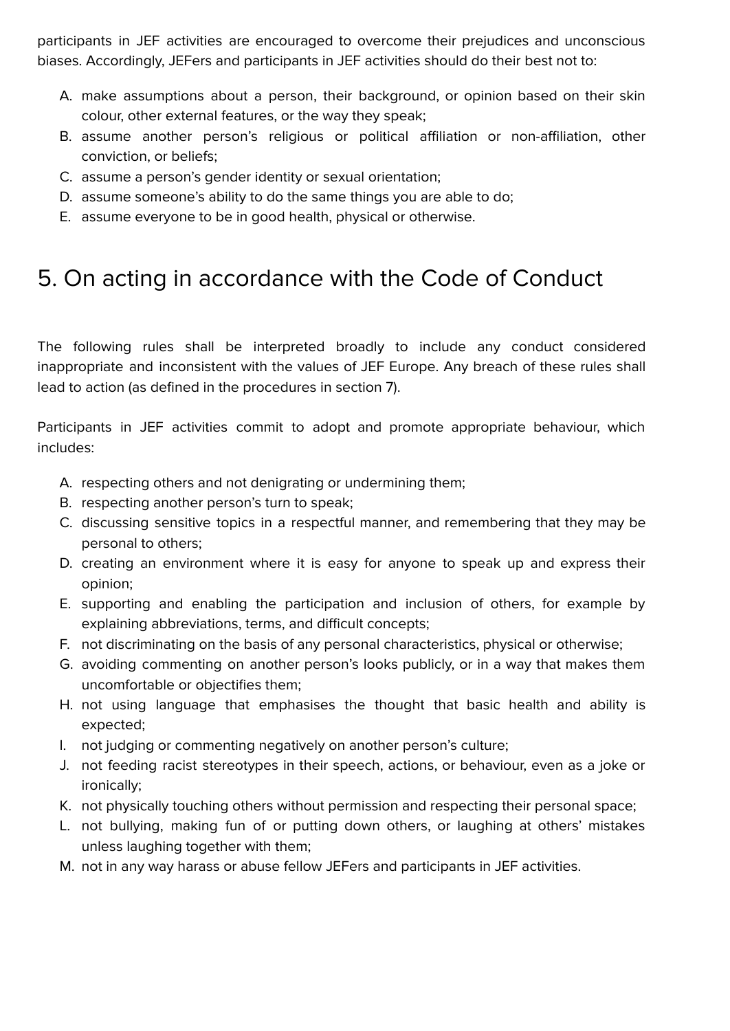participants in JEF activities are encouraged to overcome their prejudices and unconscious biases. Accordingly, JEFers and participants in JEF activities should do their best not to:

A. make assumptions about a person, their background, or opinion based on their skin colour, other external features, or the way they speak;
B. assume another person's religious or political affiliation or non-affiliation, other conviction, or beliefs;
C. assume a person's gender identity or sexual orientation;
D. assume someone's ability to do the same things you are able to do;
E. assume everyone to be in good health, physical or otherwise.

## 5. On acting in accordance with the Code of Conduct

The following rules shall be interpreted broadly to include any conduct considered inappropriate and inconsistent with the values of JEF Europe. Any breach of these rules shall lead to action (as defined in the procedures in section 7).

Participants in JEF activities commit to adopt and promote appropriate behaviour, which includes:

A. respecting others and not denigrating or undermining them;
B. respecting another person's turn to speak;
C. discussing sensitive topics in a respectful manner, and remembering that they may be personal to others;
D. creating an environment where it is easy for anyone to speak up and express their opinion;
E. supporting and enabling the participation and inclusion of others, for example by explaining abbreviations, terms, and difficult concepts;
F. not discriminating on the basis of any personal characteristics, physical or otherwise;
G. avoiding commenting on another person's looks publicly, or in a way that makes them uncomfortable or objectifies them;
H. not using language that emphasises the thought that basic health and ability is expected;
I. not judging or commenting negatively on another person's culture;
J. not feeding racist stereotypes in their speech, actions, or behaviour, even as a joke or ironically;
K. not physically touching others without permission and respecting their personal space;
L. not bullying, making fun of or putting down others, or laughing at others' mistakes unless laughing together with them;
M. not in any way harass or abuse fellow JEFers and participants in JEF activities.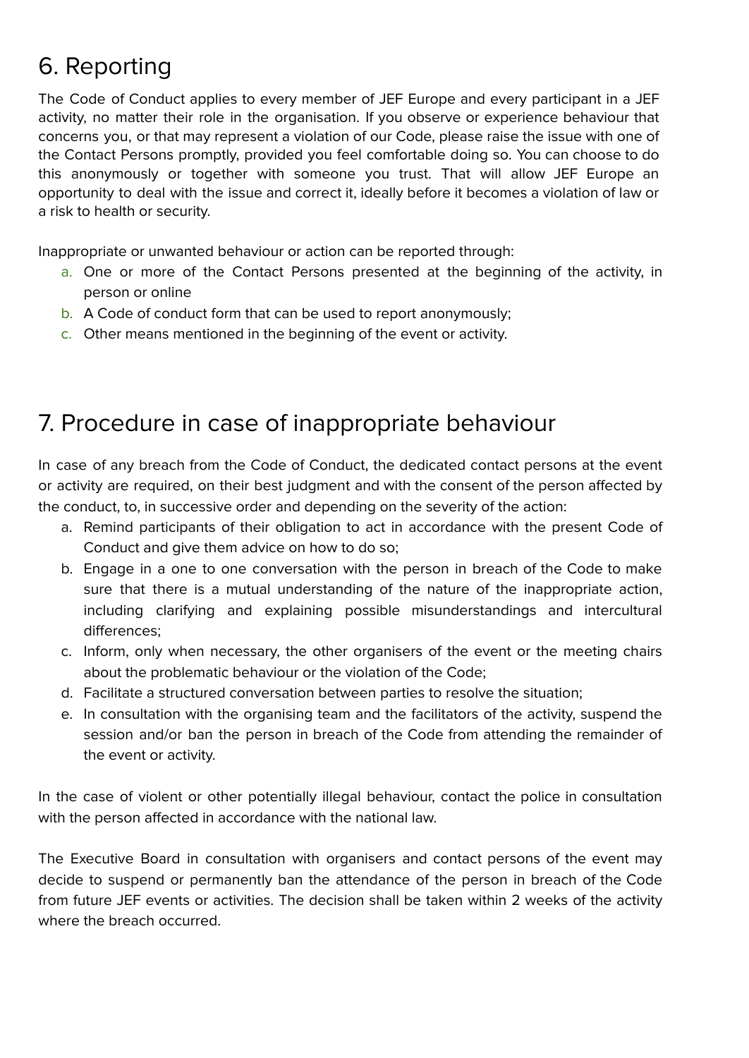## 6. Reporting

The Code of Conduct applies to every member of JEF Europe and every participant in a JEF activity, no matter their role in the organisation. If you observe or experience behaviour that concerns you, or that may represent a violation of our Code, please raise the issue with one of the Contact Persons promptly, provided you feel comfortable doing so. You can choose to do this anonymously or together with someone you trust. That will allow JEF Europe an opportunity to deal with the issue and correct it, ideally before it becomes a violation of law or a risk to health or security.

Inappropriate or unwanted behaviour or action can be reported through:

a. One or more of the Contact Persons presented at the beginning of the activity, in person or online
b. A Code of conduct form that can be used to report anonymously;
c. Other means mentioned in the beginning of the event or activity.

## 7. Procedure in case of inappropriate behaviour

In case of any breach from the Code of Conduct, the dedicated contact persons at the event or activity are required, on their best judgment and with the consent of the person affected by the conduct, to, in successive order and depending on the severity of the action:

a. Remind participants of their obligation to act in accordance with the present Code of Conduct and give them advice on how to do so;
b. Engage in a one to one conversation with the person in breach of the Code to make sure that there is a mutual understanding of the nature of the inappropriate action, including clarifying and explaining possible misunderstandings and intercultural differences;
c. Inform, only when necessary, the other organisers of the event or the meeting chairs about the problematic behaviour or the violation of the Code;
d. Facilitate a structured conversation between parties to resolve the situation;
e. In consultation with the organising team and the facilitators of the activity, suspend the session and/or ban the person in breach of the Code from attending the remainder of the event or activity.

In the case of violent or other potentially illegal behaviour, contact the police in consultation with the person affected in accordance with the national law.

The Executive Board in consultation with organisers and contact persons of the event may decide to suspend or permanently ban the attendance of the person in breach of the Code from future JEF events or activities. The decision shall be taken within 2 weeks of the activity where the breach occurred.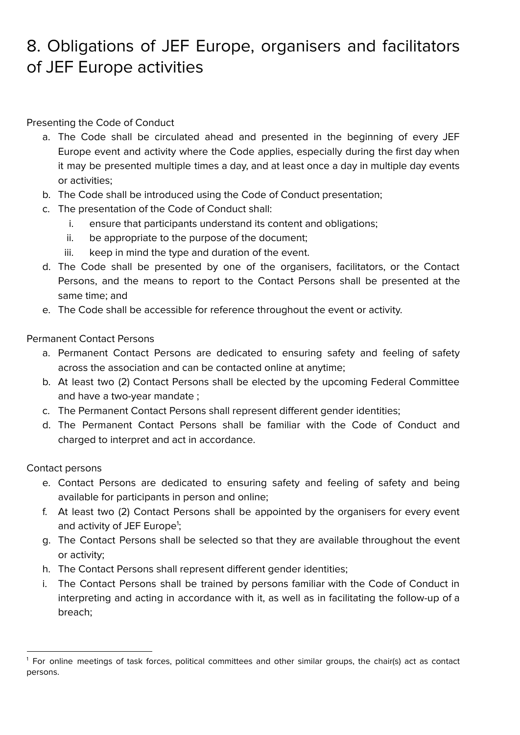# 8. Obligations of JEF Europe, organisers and facilitators of JEF Europe activities

Presenting the Code of Conduct

a. The Code shall be circulated ahead and presented in the beginning of every JEF Europe event and activity where the Code applies, especially during the first day when it may be presented multiple times a day, and at least once a day in multiple day events or activities;
b. The Code shall be introduced using the Code of Conduct presentation;
c. The presentation of the Code of Conduct shall:
    i. ensure that participants understand its content and obligations;
    ii. be appropriate to the purpose of the document;
    iii. keep in mind the type and duration of the event.
d. The Code shall be presented by one of the organisers, facilitators, or the Contact Persons, and the means to report to the Contact Persons shall be presented at the same time; and
e. The Code shall be accessible for reference throughout the event or activity.

Permanent Contact Persons

a. Permanent Contact Persons are dedicated to ensuring safety and feeling of safety across the association and can be contacted online at anytime;
b. At least two (2) Contact Persons shall be elected by the upcoming Federal Committee and have a two-year mandate ;
c. The Permanent Contact Persons shall represent different gender identities;
d. The Permanent Contact Persons shall be familiar with the Code of Conduct and charged to interpret and act in accordance.

Contact persons

e. Contact Persons are dedicated to ensuring safety and feeling of safety and being available for participants in person and online;
f. At least two (2) Contact Persons shall be appointed by the organisers for every event and activity of JEF Europe[1];
g. The Contact Persons shall be selected so that they are available throughout the event or activity;
h. The Contact Persons shall represent different gender identities;
i. The Contact Persons shall be trained by persons familiar with the Code of Conduct in interpreting and acting in accordance with it, as well as in facilitating the follow-up of a breach;

[1] For online meetings of task forces, political committees and other similar groups, the chair(s) act as contact persons.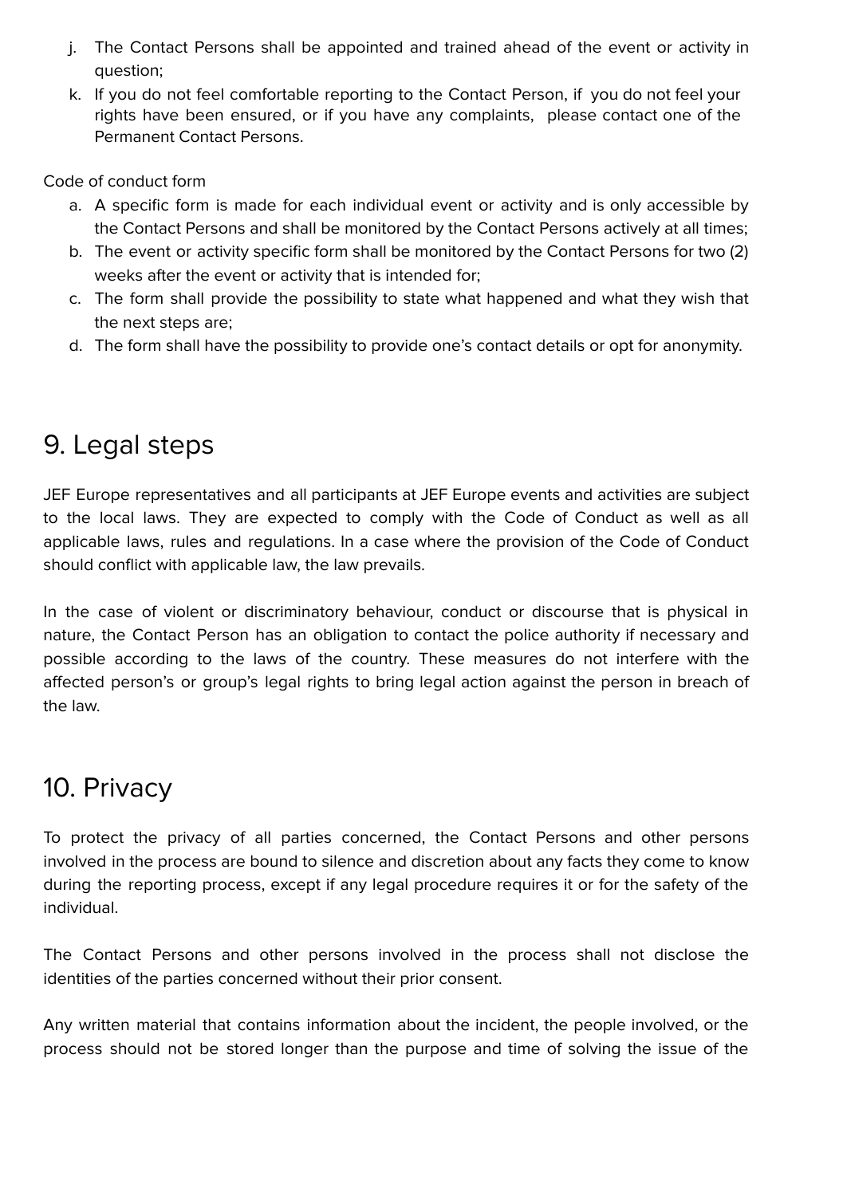j. The Contact Persons shall be appointed and trained ahead of the event or activity in question;
k. If you do not feel comfortable reporting to the Contact Person, if you do not feel your rights have been ensured, or if you have any complaints, please contact one of the Permanent Contact Persons.

Code of conduct form

a. A specific form is made for each individual event or activity and is only accessible by the Contact Persons and shall be monitored by the Contact Persons actively at all times;
b. The event or activity specific form shall be monitored by the Contact Persons for two (2) weeks after the event or activity that is intended for;
c. The form shall provide the possibility to state what happened and what they wish that the next steps are;
d. The form shall have the possibility to provide one's contact details or opt for anonymity.

## 9. Legal steps

JEF Europe representatives and all participants at JEF Europe events and activities are subject to the local laws. They are expected to comply with the Code of Conduct as well as all applicable laws, rules and regulations. In a case where the provision of the Code of Conduct should conflict with applicable law, the law prevails.

In the case of violent or discriminatory behaviour, conduct or discourse that is physical in nature, the Contact Person has an obligation to contact the police authority if necessary and possible according to the laws of the country. These measures do not interfere with the affected person's or group's legal rights to bring legal action against the person in breach of the law.

## 10. Privacy

To protect the privacy of all parties concerned, the Contact Persons and other persons involved in the process are bound to silence and discretion about any facts they come to know during the reporting process, except if any legal procedure requires it or for the safety of the individual.

The Contact Persons and other persons involved in the process shall not disclose the identities of the parties concerned without their prior consent.

Any written material that contains information about the incident, the people involved, or the process should not be stored longer than the purpose and time of solving the issue of the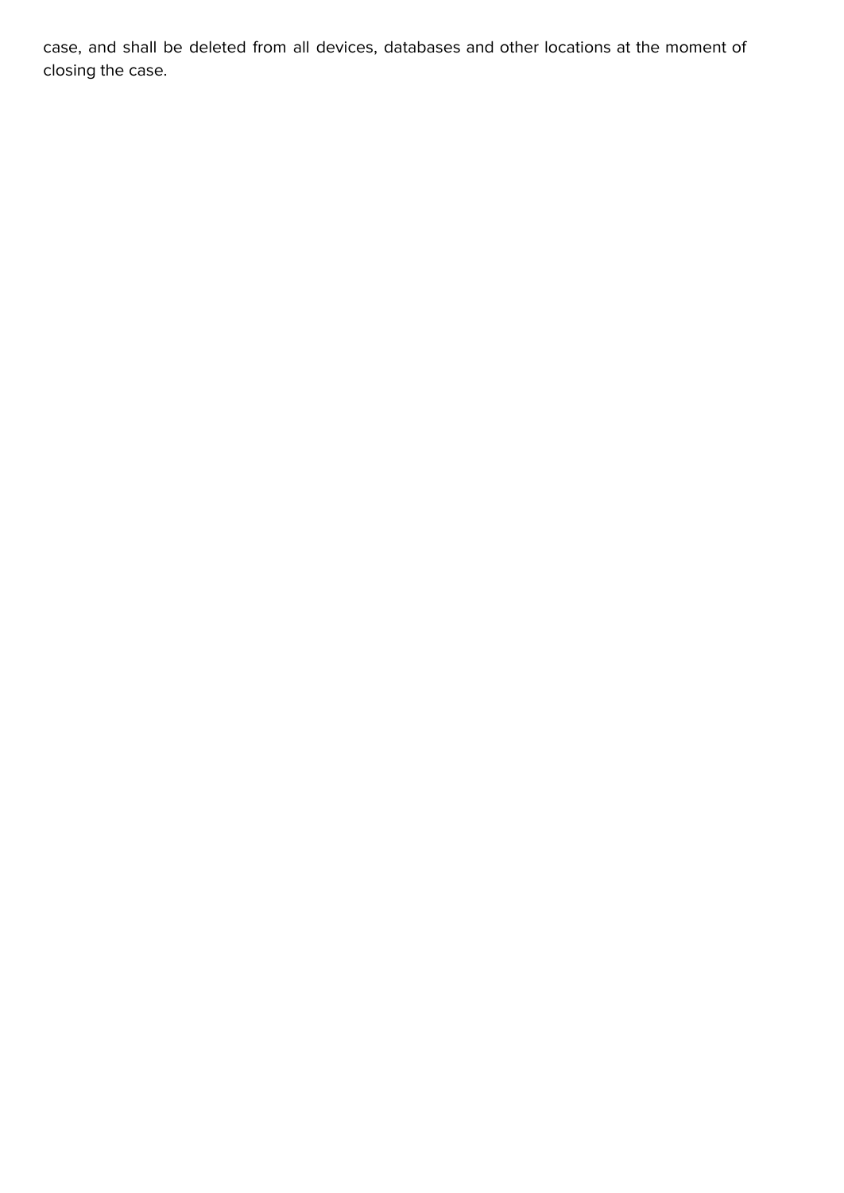case, and shall be deleted from all devices, databases and other locations at the moment of closing the case.